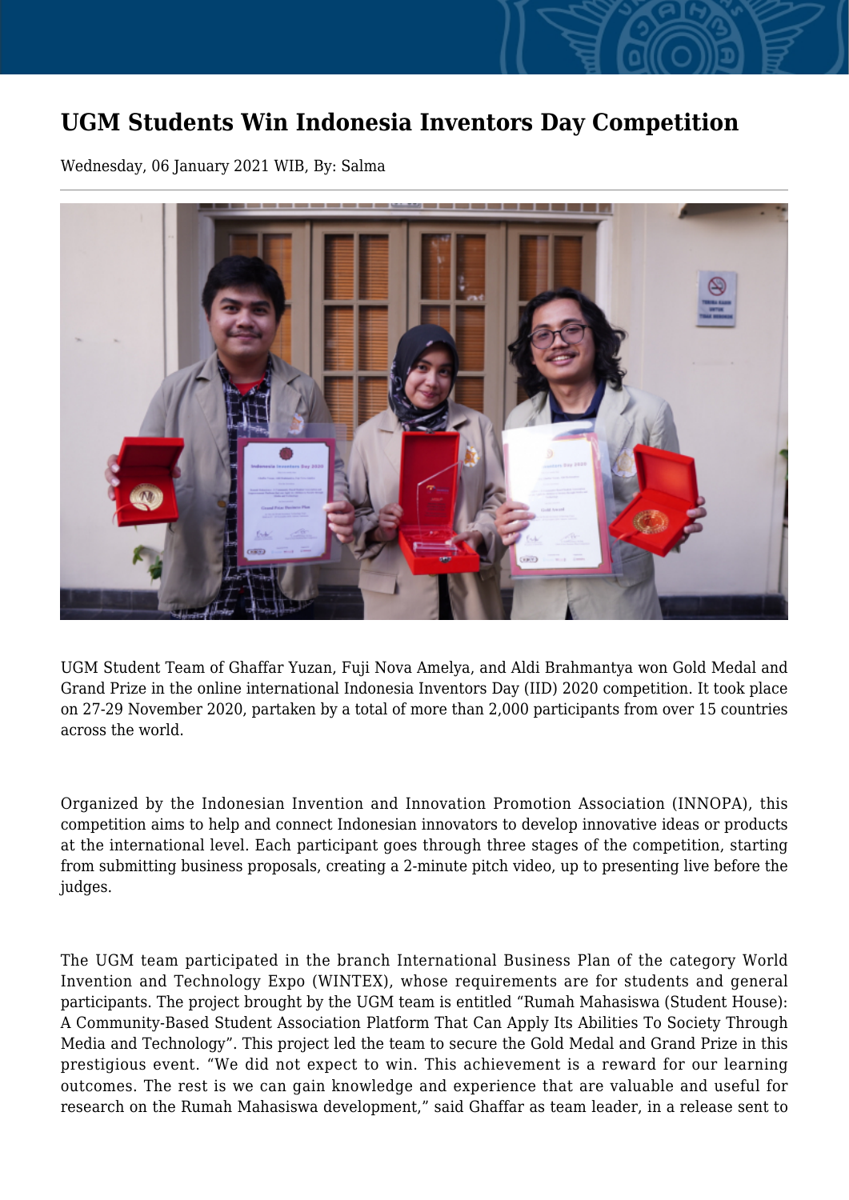# UGM Students Win Indonesia Inventors Day Competition

Wednesday, 06 January 2021 WIB, By: Salma

UGM Student Team of Ghaffar Yuzan, Fuji Nova Amelya, and Aldi Brahmantya won Gold Medal and Grand Prize in the online international Indonesia Inventors Day (IID) 2020 competition. It took place on 27-29 November 2020, partaken by a total of more than 2,000 participants from over 15 countries across the world.

Organized by the Indonesian Invention and Innovation Promotion Association (INNOPA), this competition aims to help and connect Indonesian innovators to develop innovative ideas or products at the international level. Each participant goes through three stages of the competition, starting from submitting business proposals, creating a 2-minute pitch video, up to presenting live before the judges.

The UGM team participated in the branch International Business Plan of the category World Invention and Technology Expo (WINTEX), whose requirements are for students and general participants. The project brought by the UGM team is entitled "Rumah Mahasiswa (Student House): A Community-Based Student Association Platform That Can Apply Its Abilities To Society Through Media and Technology". This project led the team to secure the Gold Medal and Grand Prize in this prestigious event. "We did not expect to win. This achievement is a reward for our learning outcomes. The rest is we can gain knowledge and experience that are valuable and useful for research on the Rumah Mahasiswa development," said Ghaffar as team leader, in a release sent to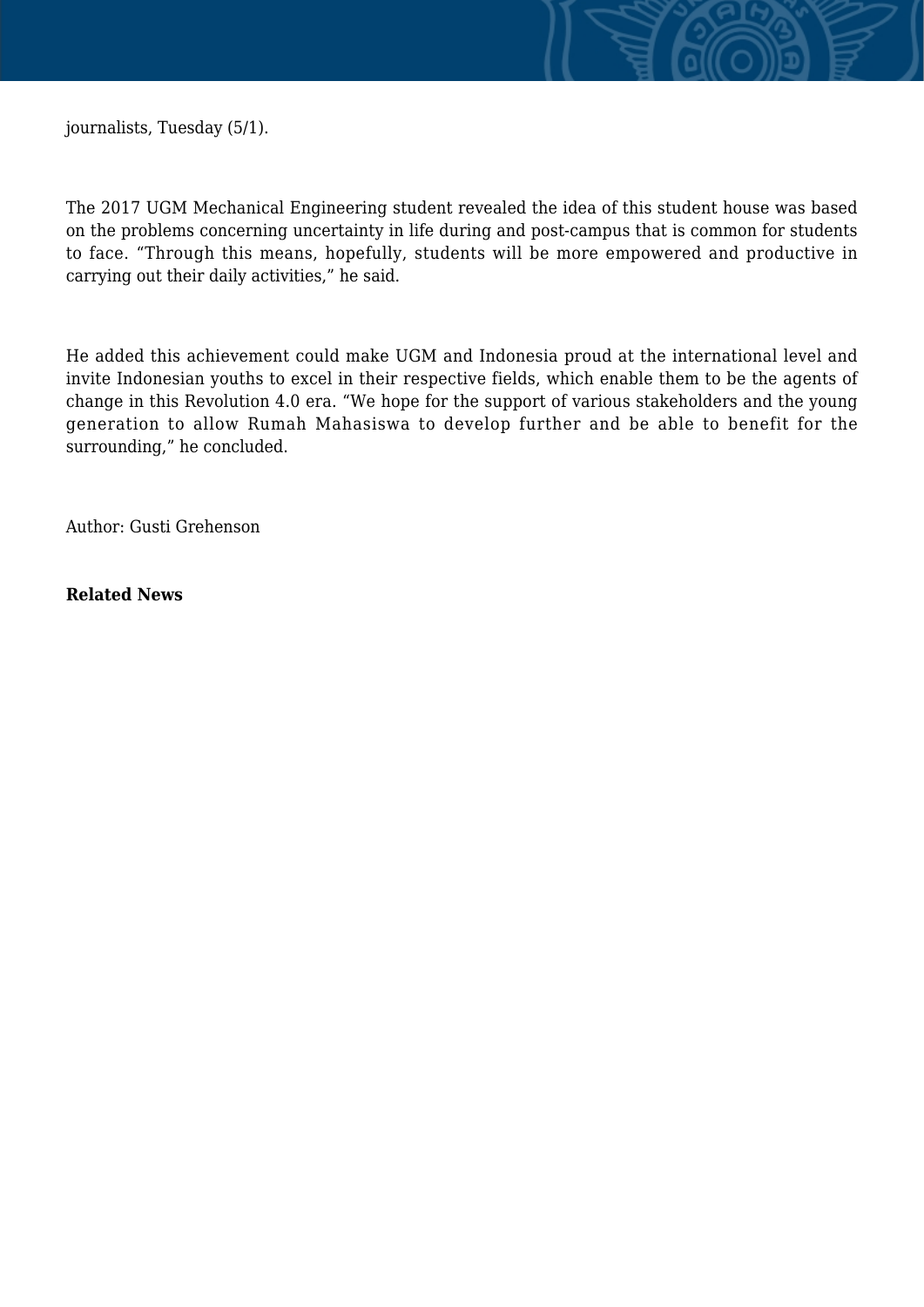journalists, Tuesday (5/1).

The 2017 UGM Mechanical Engineering student revealed the idea of this student house was based on the problems concerning uncertainty in life during and post-campus that is common for students to face. “Through this means, hopefully, students will be more empowered and productive in carrying out their daily activities,” he said.

He added this achievement could make UGM and Indonesia proud at the international level and invite Indonesian youths to excel in their respective fields, which enable them to be the agents of change in this Revolution 4.0 era. “We hope for the support of various stakeholders and the young generation to allow Rumah Mahasiswa to develop further and be able to benefit for the surrounding,” he concluded.

Author: Gusti Grehenson

**Related News**